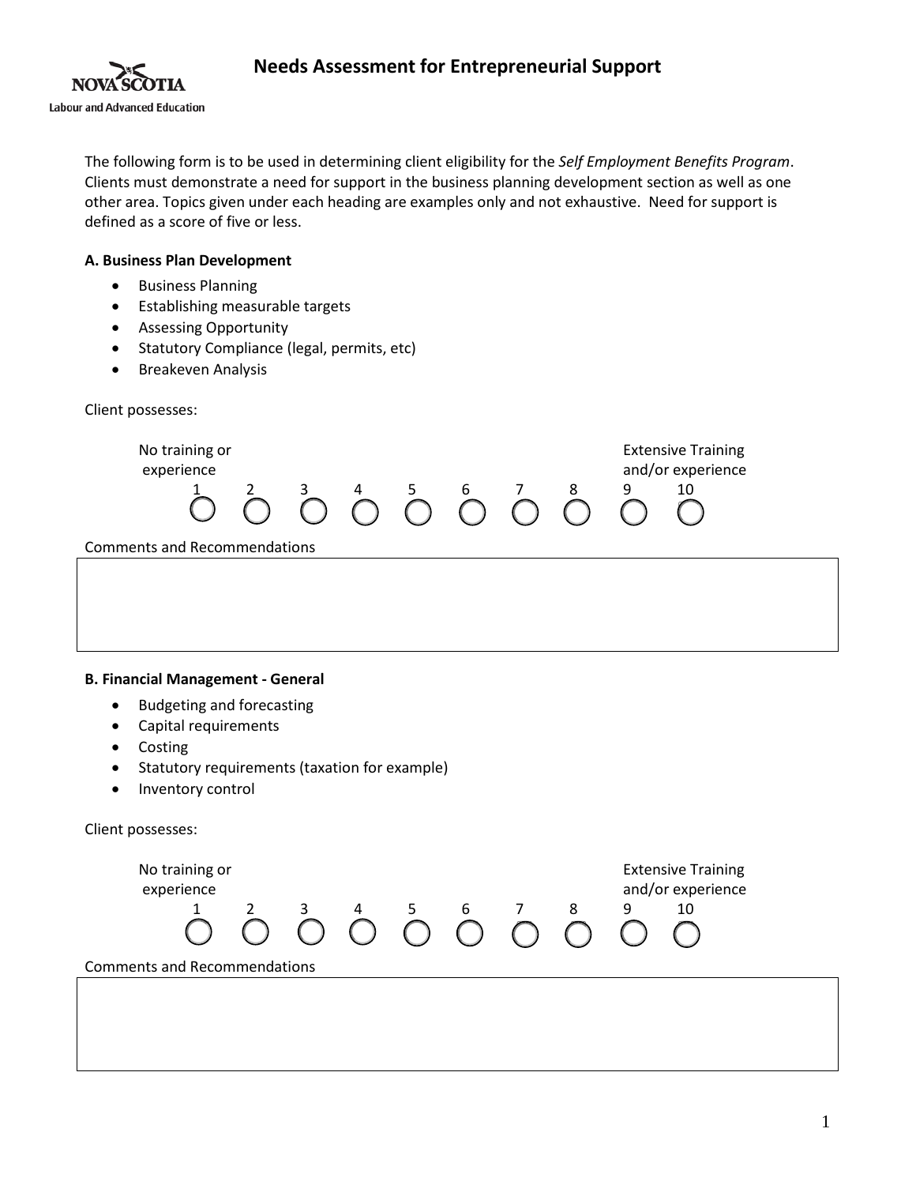# Needs Assessment for Entrepreneurial Support

Nova Scotia Labour and Advanced Education

The following form is to be used in determining client eligibility for the *Self Employment Benefits Program*. Clients must demonstrate a need for support in the business planning development section as well as one other area. Topics given under each heading are examples only and not exhaustive. Need for support is defined as a score of five or less.

**A. Business Plan Development**

- Business Planning
- Establishing measurable targets
- Assessing Opportunity
- Statutory Compliance (legal, permits, etc)
- Breakeven Analysis

Client possesses:

| No training or experience | | | | | | | | | Extensive Training and/or experience |
|---|---|---|---|---|---|---|---|---|---|
| 1 | 2 | 3 | 4 | 5 | 6 | 7 | 8 | 9 | 10 |
| ○ | ○ | ○ | ○ | ○ | ○ | ○ | ○ | ○ | ○ |

Comments and Recommendations

| |
|---|
| |

**B. Financial Management - General**

- Budgeting and forecasting
- Capital requirements
- Costing
- Statutory requirements (taxation for example)
- Inventory control

Client possesses:

| No training or experience | | | | | | | | | Extensive Training and/or experience |
|---|---|---|---|---|---|---|---|---|---|
| 1 | 2 | 3 | 4 | 5 | 6 | 7 | 8 | 9 | 10 |
| ○ | ○ | ○ | ○ | ○ | ○ | ○ | ○ | ○ | ○ |

Comments and Recommendations

| |
|---|
| |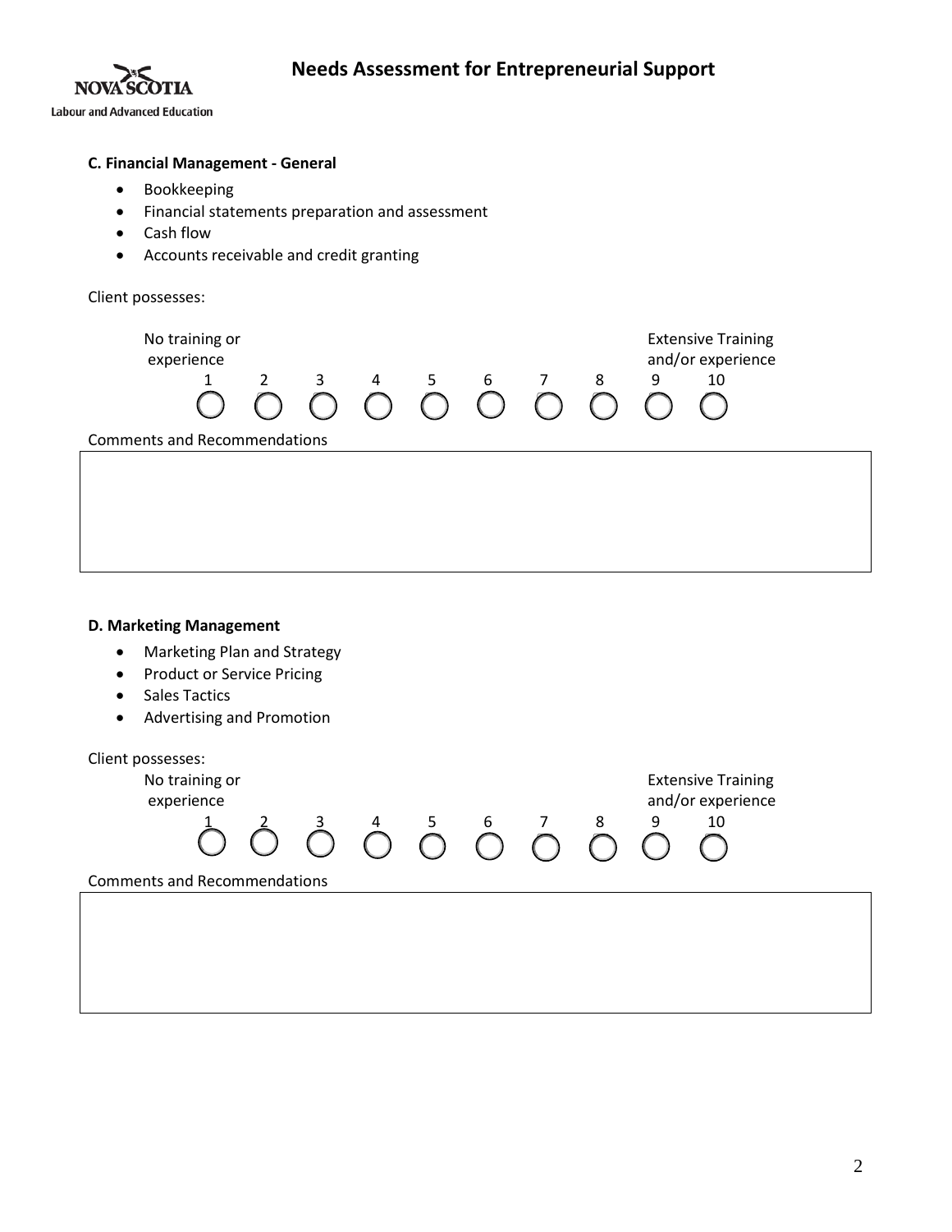### C. Financial Management - General

- Bookkeeping
- Financial statements preparation and assessment
- Cash flow
- Accounts receivable and credit granting

Client possesses:

| No training or experience | | | | | | | | | Extensive Training and/or experience |
|---|---|---|---|---|---|---|---|---|---|
| 1 | 2 | 3 | 4 | 5 | 6 | 7 | 8 | 9 | 10 |
| ◯ | ◯ | ◯ | ◯ | ◯ | ◯ | ◯ | ◯ | ◯ | ◯ |

Comments and Recommendations

| |
|---|
| |

### D. Marketing Management

- Marketing Plan and Strategy
- Product or Service Pricing
- Sales Tactics
- Advertising and Promotion

Client possesses:

| No training or experience | | | | | | | | | Extensive Training and/or experience |
|---|---|---|---|---|---|---|---|---|---|
| 1 | 2 | 3 | 4 | 5 | 6 | 7 | 8 | 9 | 10 |
| ◯ | ◯ | ◯ | ◯ | ◯ | ◯ | ◯ | ◯ | ◯ | ◯ |

Comments and Recommendations

| |
|---|
| |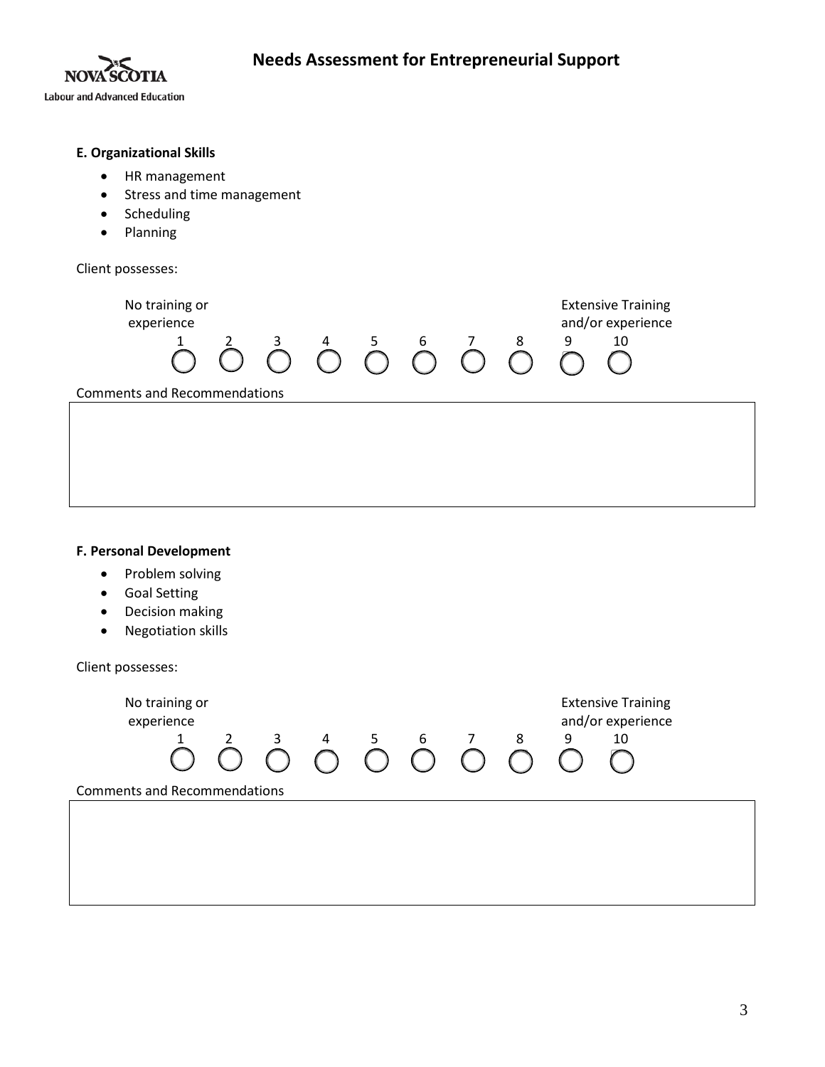**E. Organizational Skills**

- HR management
- Stress and time management
- Scheduling
- Planning

Client possesses:

| No training or experience | | | | | | | | | Extensive Training and/or experience |
|---|---|---|---|---|---|---|---|---|---|
| 1 | 2 | 3 | 4 | 5 | 6 | 7 | 8 | 9 | 10 |
| ◯ | ◯ | ◯ | ◯ | ◯ | ◯ | ◯ | ◯ | ◯ | ◯ |

Comments and Recommendations

**F. Personal Development**

- Problem solving
- Goal Setting
- Decision making
- Negotiation skills

Client possesses:

| No training or experience | | | | | | | | | Extensive Training and/or experience |
|---|---|---|---|---|---|---|---|---|---|
| 1 | 2 | 3 | 4 | 5 | 6 | 7 | 8 | 9 | 10 |
| ◯ | ◯ | ◯ | ◯ | ◯ | ◯ | ◯ | ◯ | ◯ | ◯ |

Comments and Recommendations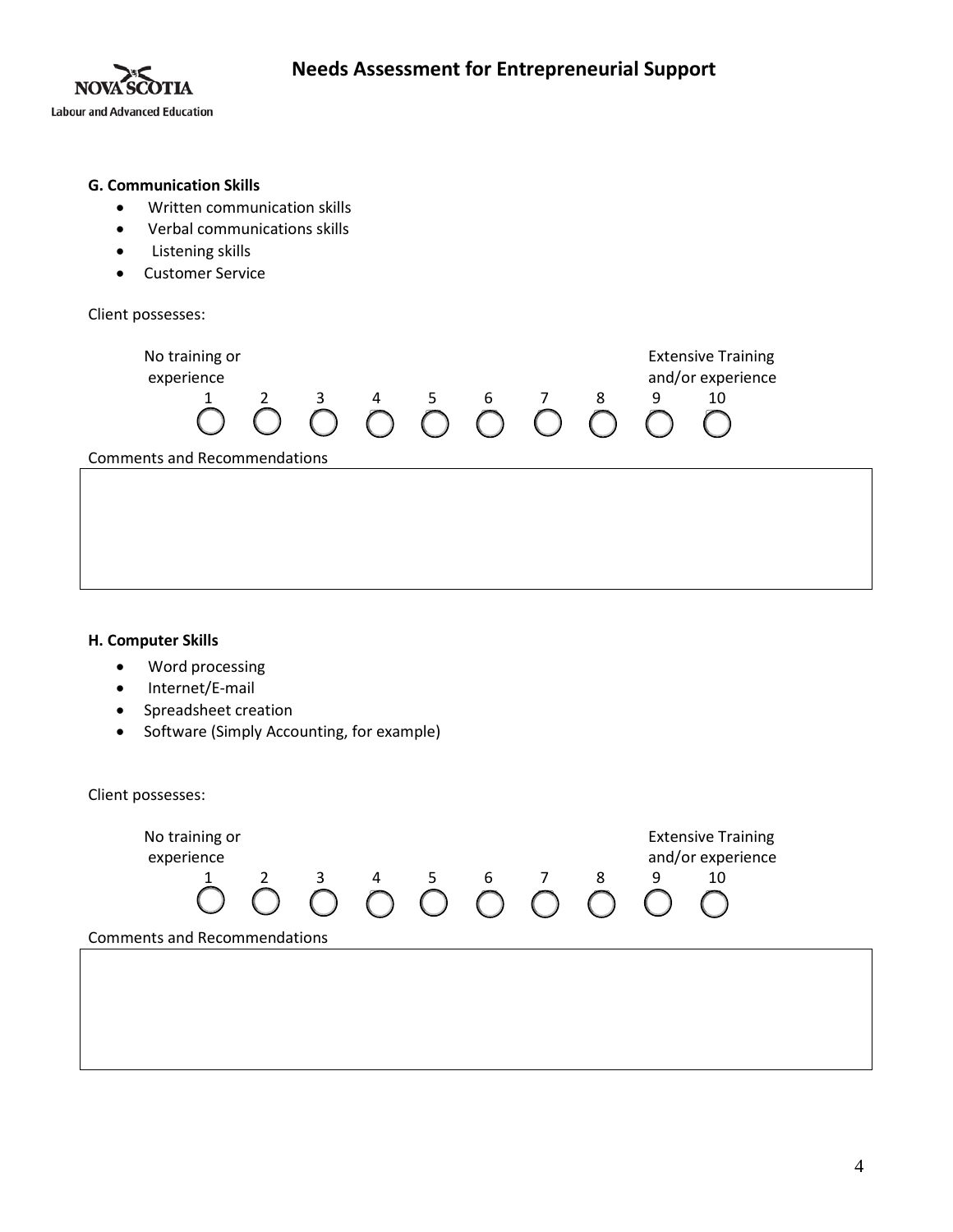## G. Communication Skills

- Written communication skills
- Verbal communications skills
- Listening skills
- Customer Service

Client possesses:

| No training or experience | | | | | | | | | Extensive Training and/or experience |
|---|---|---|---|---|---|---|---|---|---|
| 1 | 2 | 3 | 4 | 5 | 6 | 7 | 8 | 9 | 10 |
| ◯ | ◯ | ◯ | ◯ | ◯ | ◯ | ◯ | ◯ | ◯ | ◯ |

Comments and Recommendations

| |
|---|
| |

## H. Computer Skills

- Word processing
- Internet/E-mail
- Spreadsheet creation
- Software (Simply Accounting, for example)

Client possesses:

| No training or experience | | | | | | | | | Extensive Training and/or experience |
|---|---|---|---|---|---|---|---|---|---|
| 1 | 2 | 3 | 4 | 5 | 6 | 7 | 8 | 9 | 10 |
| ◯ | ◯ | ◯ | ◯ | ◯ | ◯ | ◯ | ◯ | ◯ | ◯ |

Comments and Recommendations

| |
|---|
| |